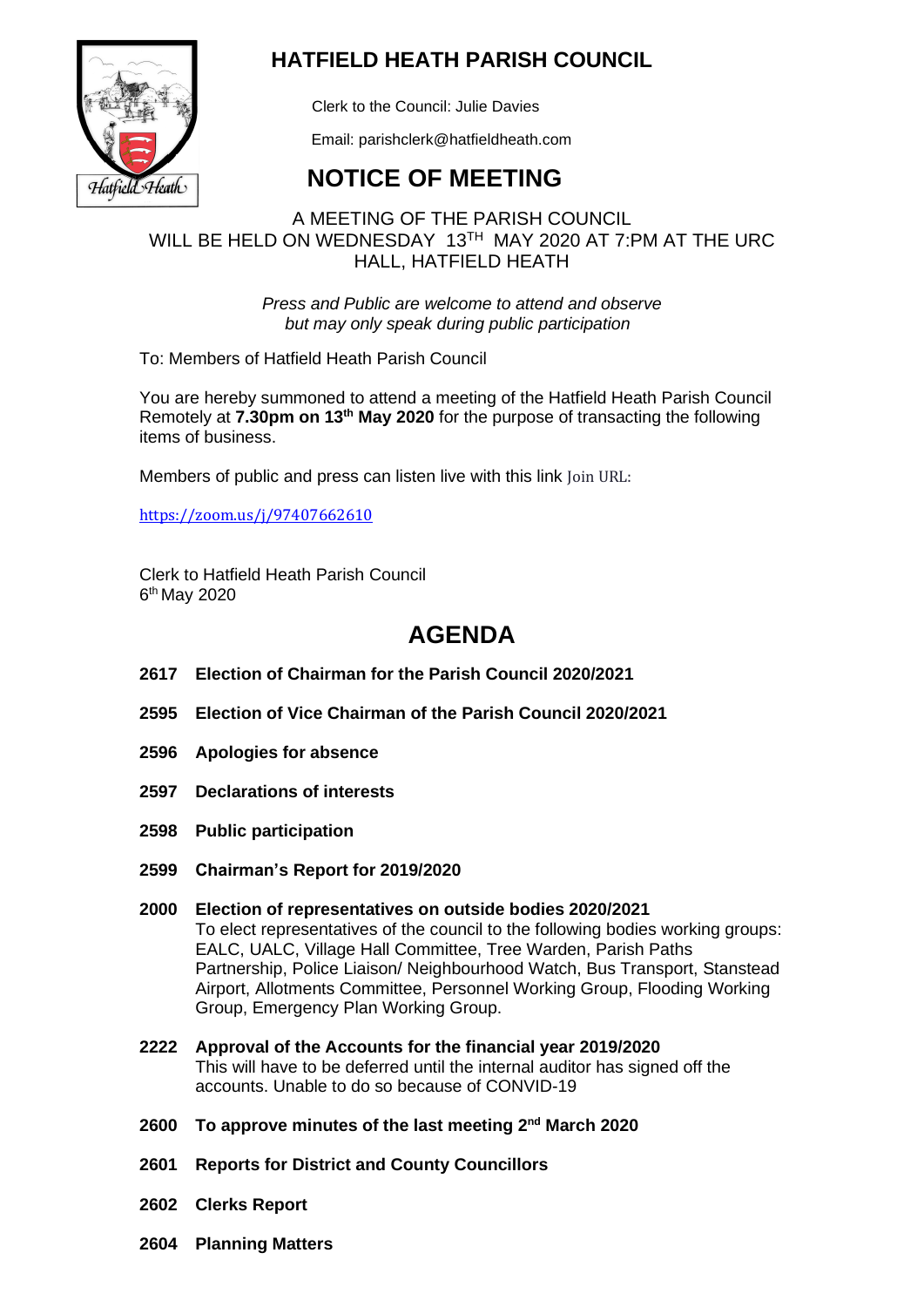# HATFIELD HEATH PARISH COUNCIL

Clerk to the Council: Julie Davies

Email: parishclerk@hatfieldheath.com

# NOTICE OF MEETING

A MEETING OF THE PARISH COUNCIL WILL BE HELD ON WEDNESDAY 13TH MAY 2020 AT 7:PM AT THE URC HALL, HATFIELD HEATH

*Press and Public are welcome to attend and observe but may only speak during public participation*

To: Members of Hatfield Heath Parish Council

You are hereby summoned to attend a meeting of the Hatfield Heath Parish Council Remotely at **7.30pm on 13th May 2020** for the purpose of transacting the following items of business.

Members of public and press can listen live with this link Join URL:

https://zoom.us/j/97407662610

Clerk to Hatfield Heath Parish Council
6th May 2020

# AGENDA

**2617 Election of Chairman for the Parish Council 2020/2021**

**2595 Election of Vice Chairman of the Parish Council 2020/2021**

**2596 Apologies for absence**

**2597 Declarations of interests**

**2598 Public participation**

**2599 Chairman's Report for 2019/2020**

**2000 Election of representatives on outside bodies 2020/2021**
To elect representatives of the council to the following bodies working groups: EALC, UALC, Village Hall Committee, Tree Warden, Parish Paths Partnership, Police Liaison/ Neighbourhood Watch, Bus Transport, Stanstead Airport, Allotments Committee, Personnel Working Group, Flooding Working Group, Emergency Plan Working Group.

**2222 Approval of the Accounts for the financial year 2019/2020**
This will have to be deferred until the internal auditor has signed off the accounts. Unable to do so because of CONVID-19

**2600 To approve minutes of the last meeting 2nd March 2020**

**2601 Reports for District and County Councillors**

**2602 Clerks Report**

**2604 Planning Matters**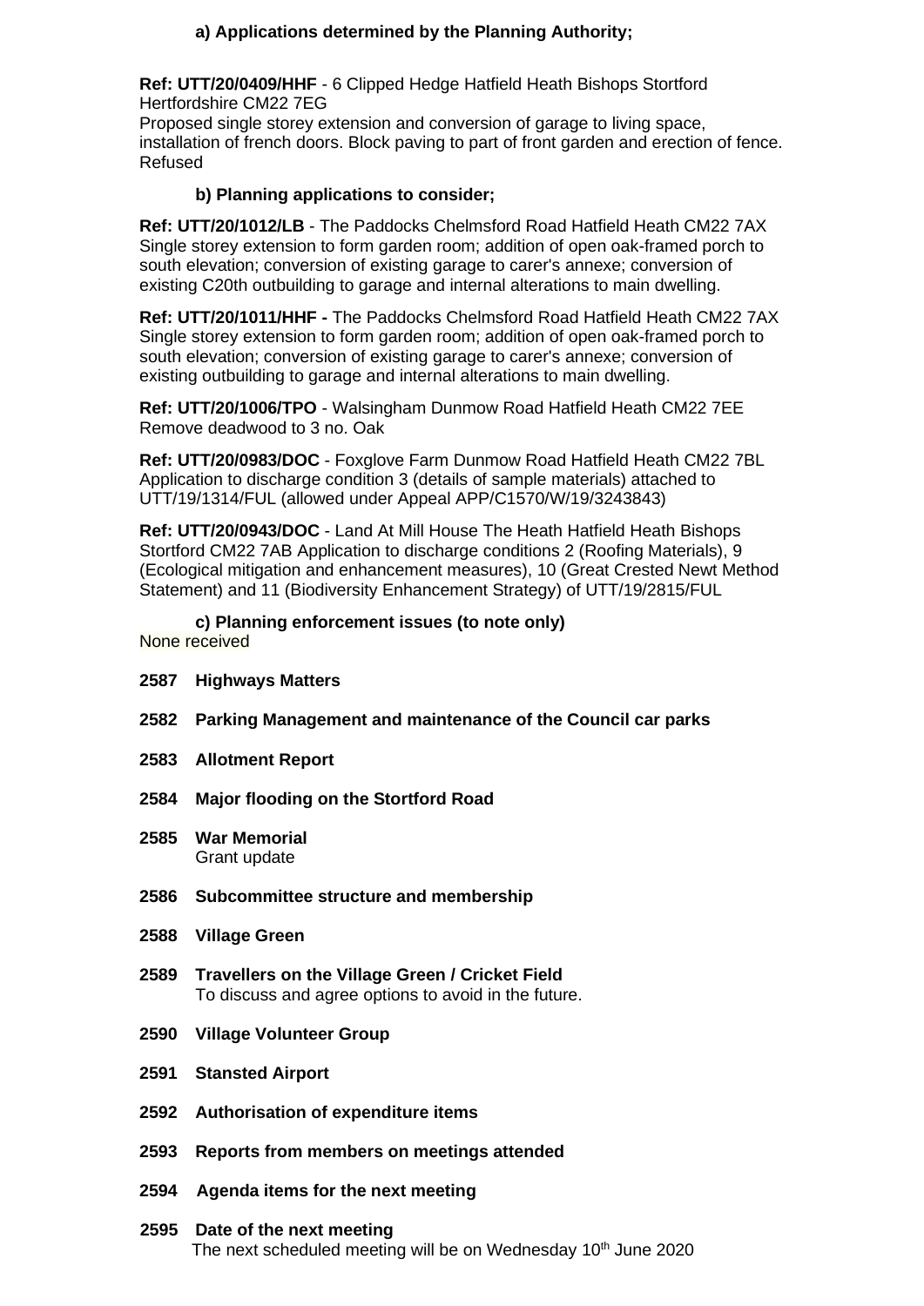**a) Applications determined by the Planning Authority;**

**Ref: UTT/20/0409/HHF** - 6 Clipped Hedge Hatfield Heath Bishops Stortford Hertfordshire CM22 7EG
Proposed single storey extension and conversion of garage to living space, installation of french doors. Block paving to part of front garden and erection of fence. Refused

**b) Planning applications to consider;**

**Ref: UTT/20/1012/LB** - The Paddocks Chelmsford Road Hatfield Heath CM22 7AX Single storey extension to form garden room; addition of open oak-framed porch to south elevation; conversion of existing garage to carer's annexe; conversion of existing C20th outbuilding to garage and internal alterations to main dwelling.

**Ref: UTT/20/1011/HHF -** The Paddocks Chelmsford Road Hatfield Heath CM22 7AX Single storey extension to form garden room; addition of open oak-framed porch to south elevation; conversion of existing garage to carer's annexe; conversion of existing outbuilding to garage and internal alterations to main dwelling.

**Ref: UTT/20/1006/TPO** - Walsingham Dunmow Road Hatfield Heath CM22 7EE Remove deadwood to 3 no. Oak

**Ref: UTT/20/0983/DOC** - Foxglove Farm Dunmow Road Hatfield Heath CM22 7BL Application to discharge condition 3 (details of sample materials) attached to UTT/19/1314/FUL (allowed under Appeal APP/C1570/W/19/3243843)

**Ref: UTT/20/0943/DOC** - Land At Mill House The Heath Hatfield Heath Bishops Stortford CM22 7AB Application to discharge conditions 2 (Roofing Materials), 9 (Ecological mitigation and enhancement measures), 10 (Great Crested Newt Method Statement) and 11 (Biodiversity Enhancement Strategy) of UTT/19/2815/FUL

**c) Planning enforcement issues (to note only)**
None received

**2587 Highways Matters**

**2582 Parking Management and maintenance of the Council car parks**

**2583 Allotment Report**

**2584 Major flooding on the Stortford Road**

**2585 War Memorial**
Grant update

**2586 Subcommittee structure and membership**

**2588 Village Green**

**2589 Travellers on the Village Green / Cricket Field**
To discuss and agree options to avoid in the future.

**2590 Village Volunteer Group**

**2591 Stansted Airport**

**2592 Authorisation of expenditure items**

**2593 Reports from members on meetings attended**

**2594 Agenda items for the next meeting**

**2595 Date of the next meeting**
The next scheduled meeting will be on Wednesday 10th June 2020